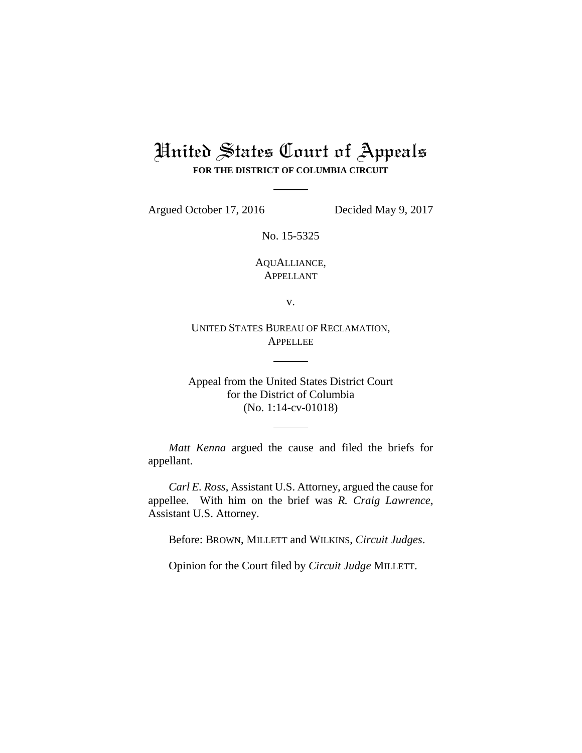# United States Court of Appeals

**FOR THE DISTRICT OF COLUMBIA CIRCUIT**

---

Argued October 17, 2016 Decided May 9, 2017

No. 15-5325

AQUALLIANCE,
APPELLANT

v.

UNITED STATES BUREAU OF RECLAMATION,
APPELLEE

---

Appeal from the United States District Court
for the District of Columbia
(No. 1:14-cv-01018)

---

*Matt Kenna* argued the cause and filed the briefs for appellant.

*Carl E. Ross*, Assistant U.S. Attorney, argued the cause for appellee. With him on the brief was *R. Craig Lawrence*, Assistant U.S. Attorney.

Before: BROWN, MILLETT and WILKINS, *Circuit Judges*.

Opinion for the Court filed by *Circuit Judge* MILLETT.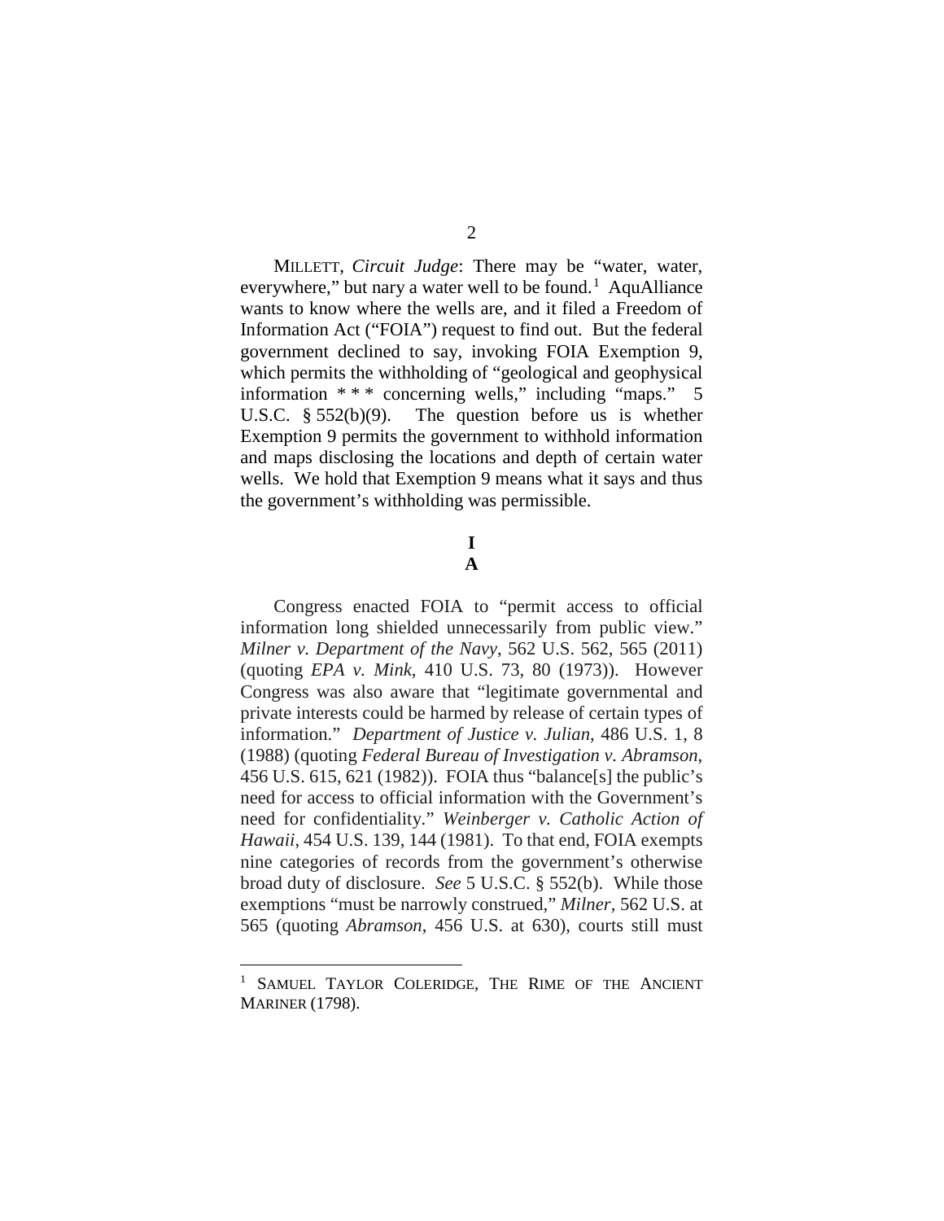MILLETT, *Circuit Judge*: There may be "water, water, everywhere," but nary a water well to be found.[1] AquAlliance wants to know where the wells are, and it filed a Freedom of Information Act ("FOIA") request to find out. But the federal government declined to say, invoking FOIA Exemption 9, which permits the withholding of "geological and geophysical information * * * concerning wells," including "maps." 5 U.S.C. § 552(b)(9). The question before us is whether Exemption 9 permits the government to withhold information and maps disclosing the locations and depth of certain water wells. We hold that Exemption 9 means what it says and thus the government's withholding was permissible.

# I

## A

Congress enacted FOIA to "permit access to official information long shielded unnecessarily from public view." *Milner v. Department of the Navy*, 562 U.S. 562, 565 (2011) (quoting *EPA v. Mink*, 410 U.S. 73, 80 (1973)). However Congress was also aware that "legitimate governmental and private interests could be harmed by release of certain types of information." *Department of Justice v. Julian*, 486 U.S. 1, 8 (1988) (quoting *Federal Bureau of Investigation v. Abramson*, 456 U.S. 615, 621 (1982)). FOIA thus "balance[s] the public's need for access to official information with the Government's need for confidentiality." *Weinberger v. Catholic Action of Hawaii*, 454 U.S. 139, 144 (1981). To that end, FOIA exempts nine categories of records from the government's otherwise broad duty of disclosure. *See* 5 U.S.C. § 552(b). While those exemptions "must be narrowly construed," *Milner*, 562 U.S. at 565 (quoting *Abramson*, 456 U.S. at 630), courts still must

---

[1] SAMUEL TAYLOR COLERIDGE, THE RIME OF THE ANCIENT MARINER (1798).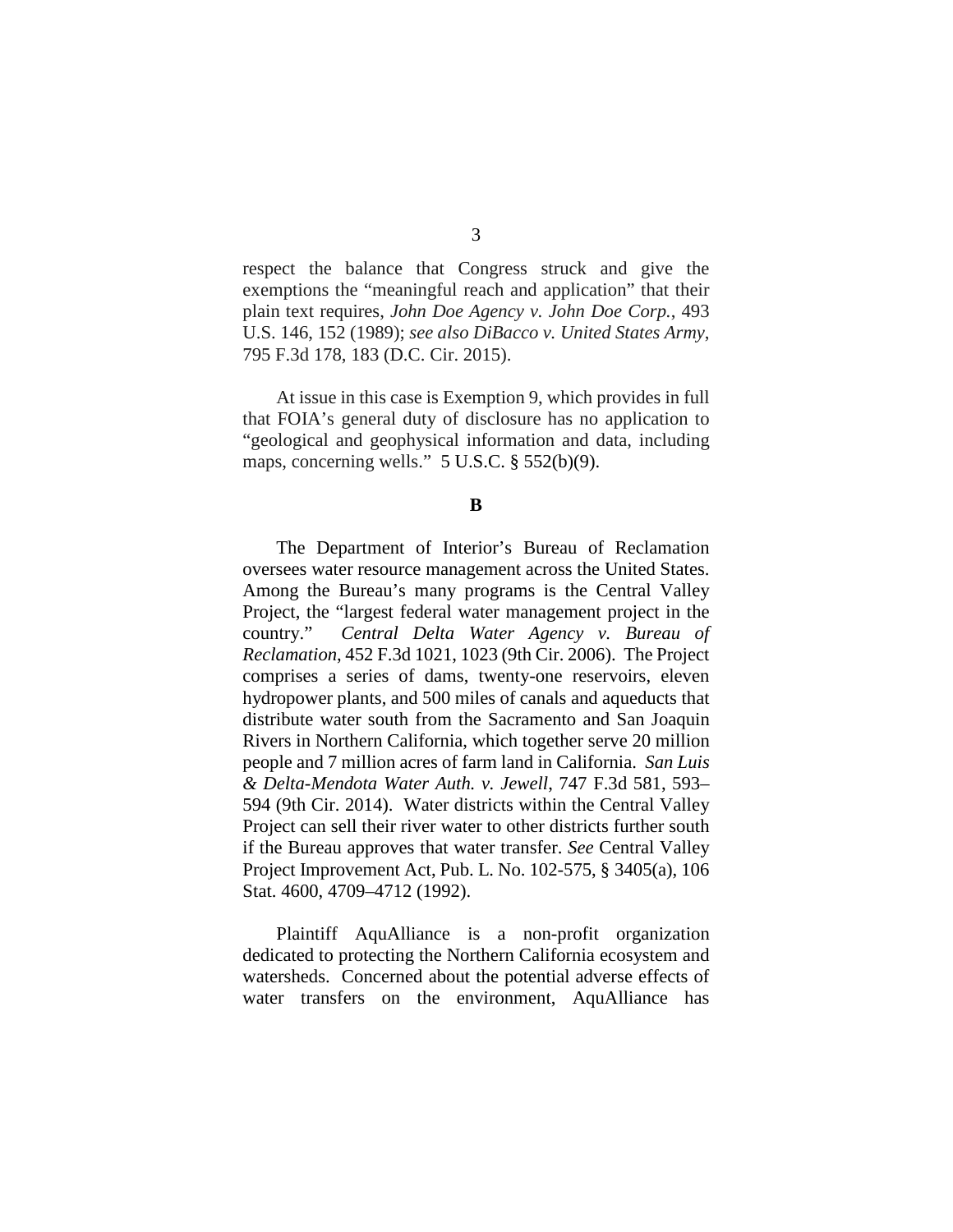respect the balance that Congress struck and give the exemptions the "meaningful reach and application" that their plain text requires, *John Doe Agency v. John Doe Corp.*, 493 U.S. 146, 152 (1989); *see also DiBacco v. United States Army*, 795 F.3d 178, 183 (D.C. Cir. 2015).

At issue in this case is Exemption 9, which provides in full that FOIA's general duty of disclosure has no application to "geological and geophysical information and data, including maps, concerning wells." 5 U.S.C. § 552(b)(9).

**B**

The Department of Interior's Bureau of Reclamation oversees water resource management across the United States. Among the Bureau's many programs is the Central Valley Project, the "largest federal water management project in the country." *Central Delta Water Agency v. Bureau of Reclamation*, 452 F.3d 1021, 1023 (9th Cir. 2006). The Project comprises a series of dams, twenty-one reservoirs, eleven hydropower plants, and 500 miles of canals and aqueducts that distribute water south from the Sacramento and San Joaquin Rivers in Northern California, which together serve 20 million people and 7 million acres of farm land in California. *San Luis & Delta-Mendota Water Auth. v. Jewell*, 747 F.3d 581, 593–594 (9th Cir. 2014). Water districts within the Central Valley Project can sell their river water to other districts further south if the Bureau approves that water transfer. *See* Central Valley Project Improvement Act, Pub. L. No. 102-575, § 3405(a), 106 Stat. 4600, 4709–4712 (1992).

Plaintiff AquAlliance is a non-profit organization dedicated to protecting the Northern California ecosystem and watersheds. Concerned about the potential adverse effects of water transfers on the environment, AquAlliance has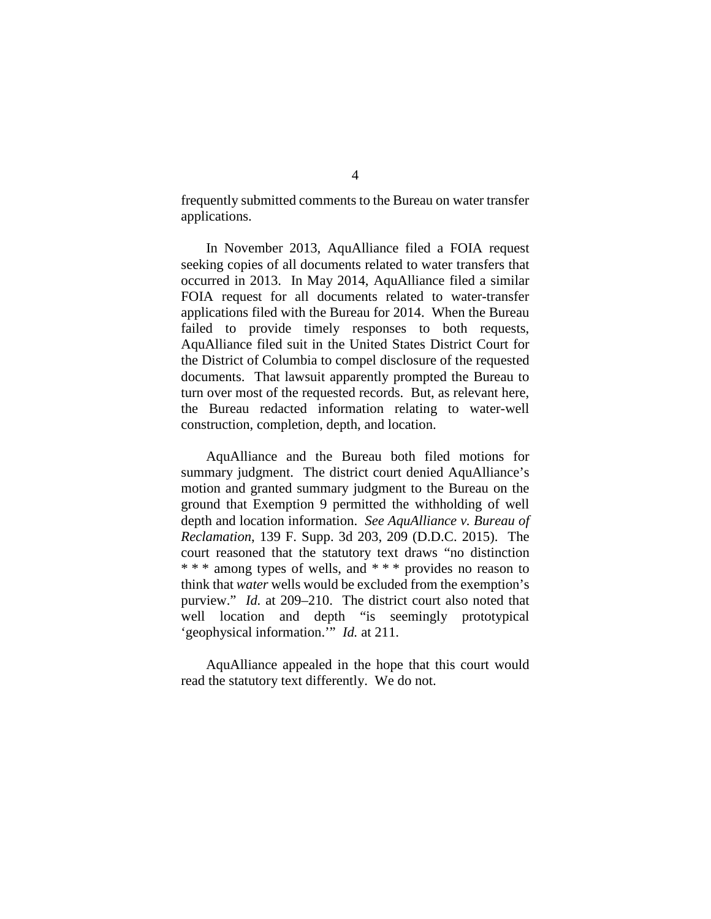frequently submitted comments to the Bureau on water transfer applications.

In November 2013, AquAlliance filed a FOIA request seeking copies of all documents related to water transfers that occurred in 2013. In May 2014, AquAlliance filed a similar FOIA request for all documents related to water-transfer applications filed with the Bureau for 2014. When the Bureau failed to provide timely responses to both requests, AquAlliance filed suit in the United States District Court for the District of Columbia to compel disclosure of the requested documents. That lawsuit apparently prompted the Bureau to turn over most of the requested records. But, as relevant here, the Bureau redacted information relating to water-well construction, completion, depth, and location.

AquAlliance and the Bureau both filed motions for summary judgment. The district court denied AquAlliance's motion and granted summary judgment to the Bureau on the ground that Exemption 9 permitted the withholding of well depth and location information. *See AquAlliance v. Bureau of Reclamation*, 139 F. Supp. 3d 203, 209 (D.D.C. 2015). The court reasoned that the statutory text draws "no distinction * * * among types of wells, and * * * provides no reason to think that *water* wells would be excluded from the exemption's purview." *Id.* at 209–210. The district court also noted that well location and depth "is seemingly prototypical 'geophysical information.'" *Id.* at 211.

AquAlliance appealed in the hope that this court would read the statutory text differently. We do not.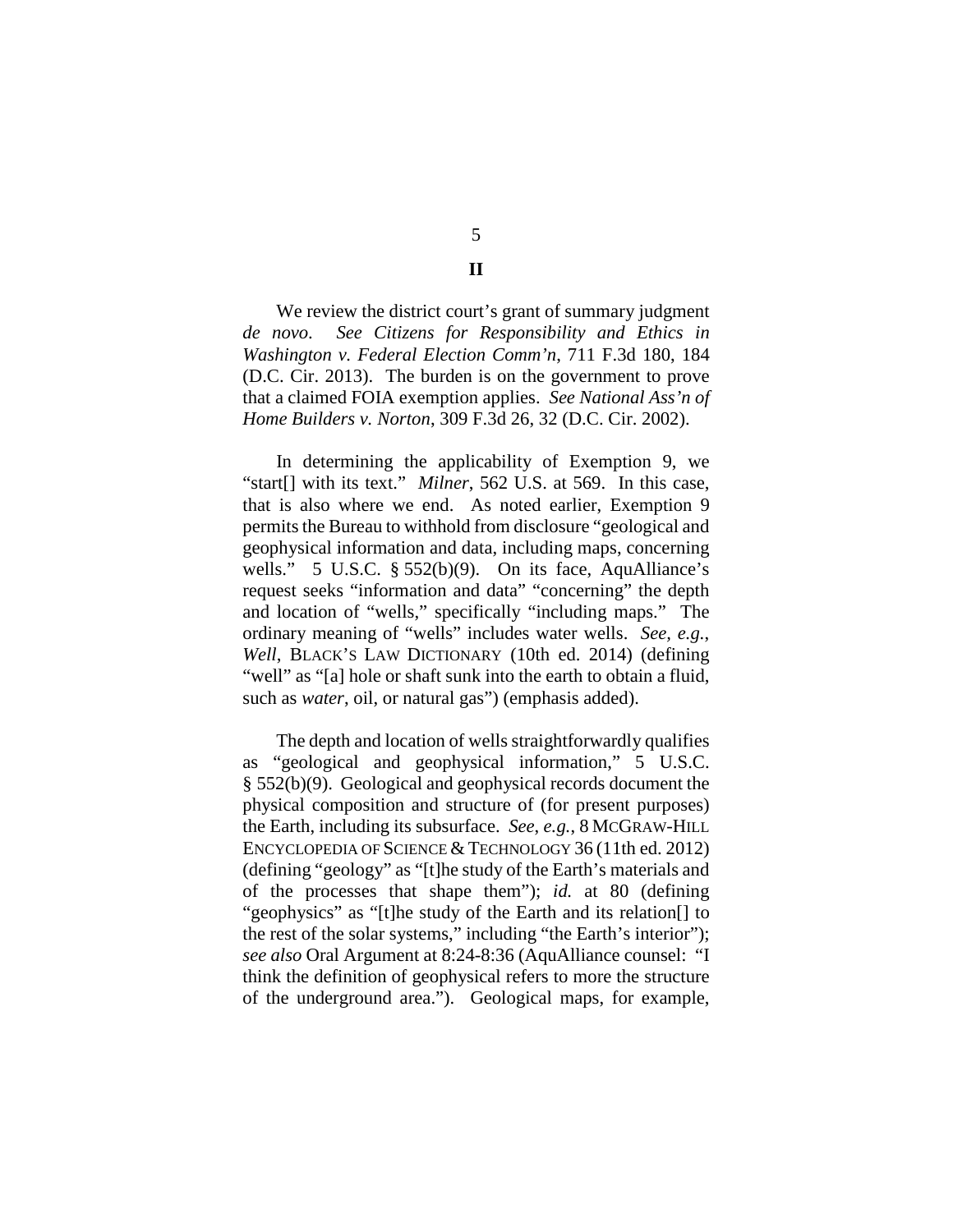## II

We review the district court's grant of summary judgment *de novo*. *See Citizens for Responsibility and Ethics in Washington v. Federal Election Comm'n*, 711 F.3d 180, 184 (D.C. Cir. 2013). The burden is on the government to prove that a claimed FOIA exemption applies. *See National Ass'n of Home Builders v. Norton*, 309 F.3d 26, 32 (D.C. Cir. 2002).

In determining the applicability of Exemption 9, we "start[] with its text." *Milner*, 562 U.S. at 569. In this case, that is also where we end. As noted earlier, Exemption 9 permits the Bureau to withhold from disclosure "geological and geophysical information and data, including maps, concerning wells." 5 U.S.C. § 552(b)(9). On its face, AquAlliance's request seeks "information and data" "concerning" the depth and location of "wells," specifically "including maps." The ordinary meaning of "wells" includes water wells. *See, e.g.*, *Well*, BLACK'S LAW DICTIONARY (10th ed. 2014) (defining "well" as "[a] hole or shaft sunk into the earth to obtain a fluid, such as *water*, oil, or natural gas") (emphasis added).

The depth and location of wells straightforwardly qualifies as "geological and geophysical information," 5 U.S.C. § 552(b)(9). Geological and geophysical records document the physical composition and structure of (for present purposes) the Earth, including its subsurface. *See, e.g.*, 8 MCGRAW-HILL ENCYCLOPEDIA OF SCIENCE & TECHNOLOGY 36 (11th ed. 2012) (defining "geology" as "[t]he study of the Earth's materials and of the processes that shape them"); *id.* at 80 (defining "geophysics" as "[t]he study of the Earth and its relation[] to the rest of the solar systems," including "the Earth's interior"); *see also* Oral Argument at 8:24-8:36 (AquAlliance counsel: "I think the definition of geophysical refers to more the structure of the underground area."). Geological maps, for example,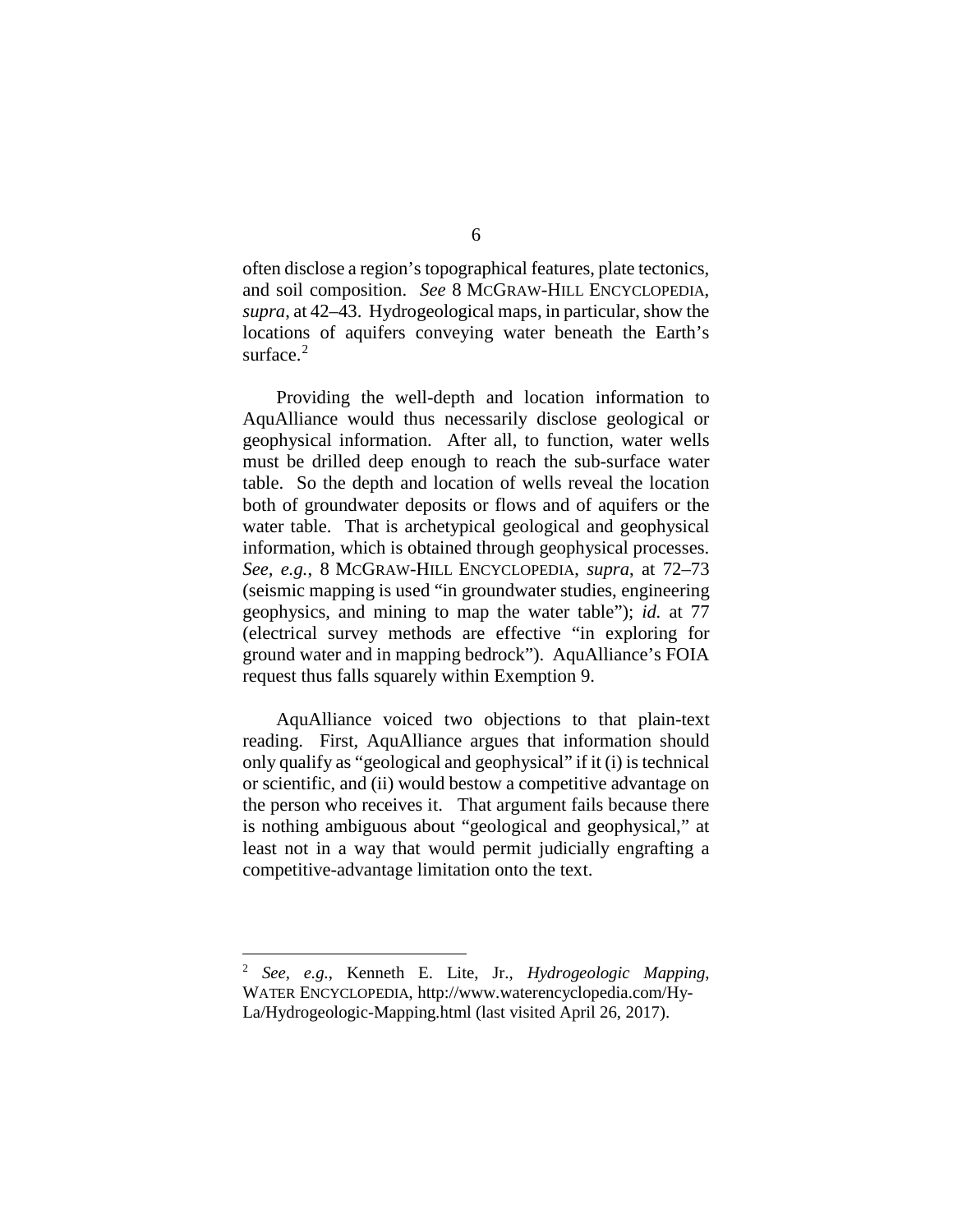often disclose a region's topographical features, plate tectonics, and soil composition. *See* 8 MCGRAW-HILL ENCYCLOPEDIA, *supra*, at 42–43. Hydrogeological maps, in particular, show the locations of aquifers conveying water beneath the Earth's surface.[2]

Providing the well-depth and location information to AquAlliance would thus necessarily disclose geological or geophysical information. After all, to function, water wells must be drilled deep enough to reach the sub-surface water table. So the depth and location of wells reveal the location both of groundwater deposits or flows and of aquifers or the water table. That is archetypical geological and geophysical information, which is obtained through geophysical processes. *See, e.g.*, 8 MCGRAW-HILL ENCYCLOPEDIA, *supra*, at 72–73 (seismic mapping is used "in groundwater studies, engineering geophysics, and mining to map the water table"); *id.* at 77 (electrical survey methods are effective "in exploring for ground water and in mapping bedrock"). AquAlliance's FOIA request thus falls squarely within Exemption 9.

AquAlliance voiced two objections to that plain-text reading. First, AquAlliance argues that information should only qualify as "geological and geophysical" if it (i) is technical or scientific, and (ii) would bestow a competitive advantage on the person who receives it. That argument fails because there is nothing ambiguous about "geological and geophysical," at least not in a way that would permit judicially engrafting a competitive-advantage limitation onto the text.

---

[2] *See, e.g.*, Kenneth E. Lite, Jr., *Hydrogeologic Mapping*, WATER ENCYCLOPEDIA, http://www.waterencyclopedia.com/Hy-La/Hydrogeologic-Mapping.html (last visited April 26, 2017).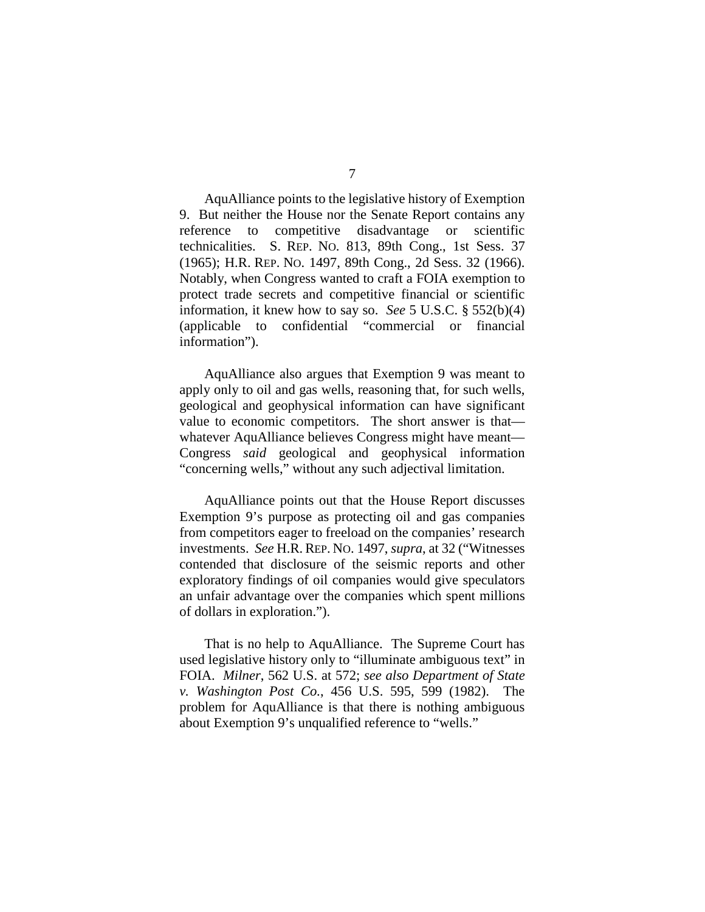AquAlliance points to the legislative history of Exemption 9. But neither the House nor the Senate Report contains any reference to competitive disadvantage or scientific technicalities. S. REP. NO. 813, 89th Cong., 1st Sess. 37 (1965); H.R. REP. NO. 1497, 89th Cong., 2d Sess. 32 (1966). Notably, when Congress wanted to craft a FOIA exemption to protect trade secrets and competitive financial or scientific information, it knew how to say so. *See* 5 U.S.C. § 552(b)(4) (applicable to confidential "commercial or financial information").

AquAlliance also argues that Exemption 9 was meant to apply only to oil and gas wells, reasoning that, for such wells, geological and geophysical information can have significant value to economic competitors. The short answer is that—whatever AquAlliance believes Congress might have meant—Congress *said* geological and geophysical information "concerning wells," without any such adjectival limitation.

AquAlliance points out that the House Report discusses Exemption 9's purpose as protecting oil and gas companies from competitors eager to freeload on the companies' research investments. *See* H.R. REP. NO. 1497, *supra*, at 32 ("Witnesses contended that disclosure of the seismic reports and other exploratory findings of oil companies would give speculators an unfair advantage over the companies which spent millions of dollars in exploration.").

That is no help to AquAlliance. The Supreme Court has used legislative history only to "illuminate ambiguous text" in FOIA. *Milner*, 562 U.S. at 572; *see also Department of State v. Washington Post Co.*, 456 U.S. 595, 599 (1982). The problem for AquAlliance is that there is nothing ambiguous about Exemption 9's unqualified reference to "wells."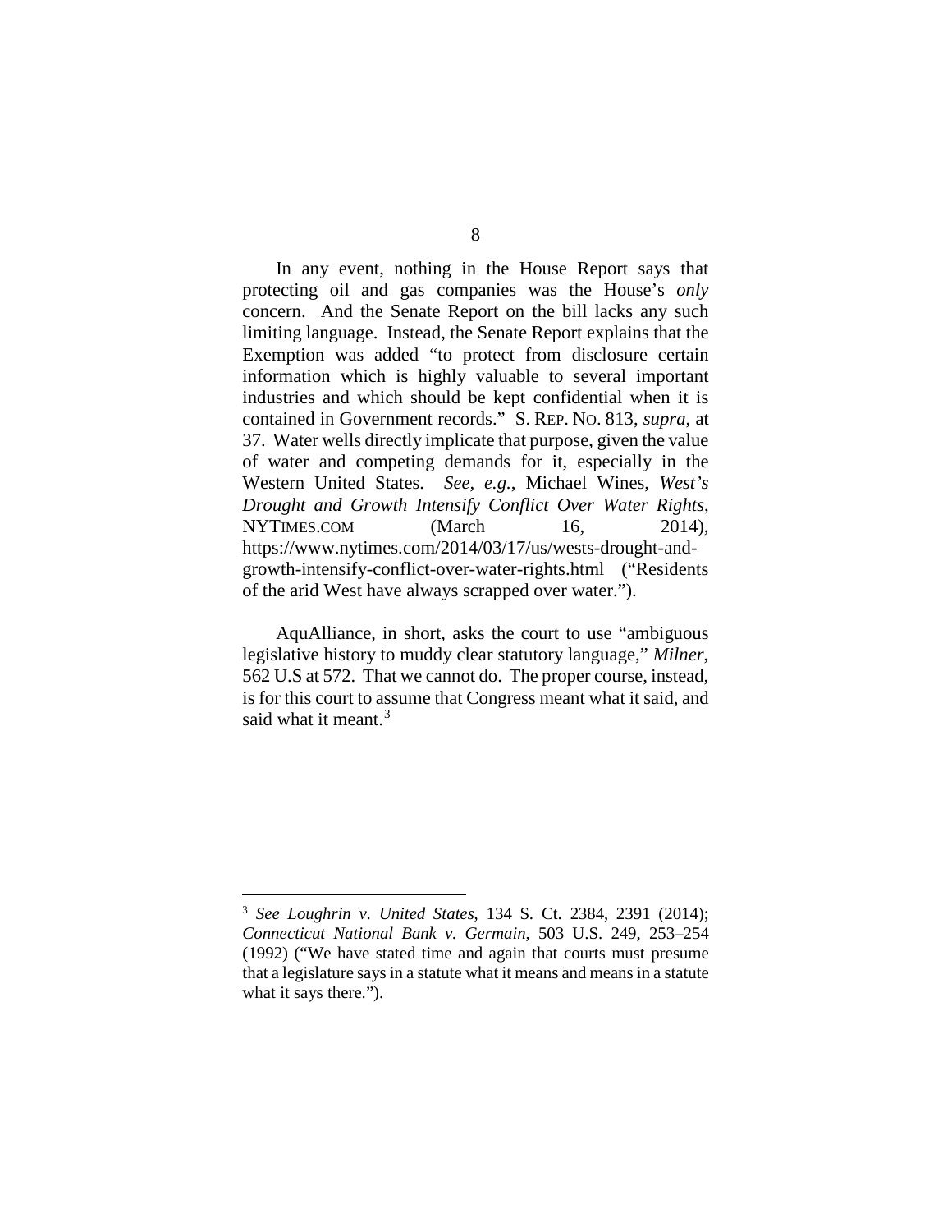In any event, nothing in the House Report says that protecting oil and gas companies was the House's *only* concern. And the Senate Report on the bill lacks any such limiting language. Instead, the Senate Report explains that the Exemption was added "to protect from disclosure certain information which is highly valuable to several important industries and which should be kept confidential when it is contained in Government records." S. REP. NO. 813, *supra*, at 37. Water wells directly implicate that purpose, given the value of water and competing demands for it, especially in the Western United States. *See, e.g.*, Michael Wines, *West's Drought and Growth Intensify Conflict Over Water Rights*, NYTIMES.COM (March 16, 2014), https://www.nytimes.com/2014/03/17/us/wests-drought-and-growth-intensify-conflict-over-water-rights.html ("Residents of the arid West have always scrapped over water.").

AquAlliance, in short, asks the court to use "ambiguous legislative history to muddy clear statutory language," *Milner*, 562 U.S at 572. That we cannot do. The proper course, instead, is for this court to assume that Congress meant what it said, and said what it meant.[3]

---

[3] *See Loughrin v. United States*, 134 S. Ct. 2384, 2391 (2014); *Connecticut National Bank v. Germain*, 503 U.S. 249, 253–254 (1992) ("We have stated time and again that courts must presume that a legislature says in a statute what it means and means in a statute what it says there.").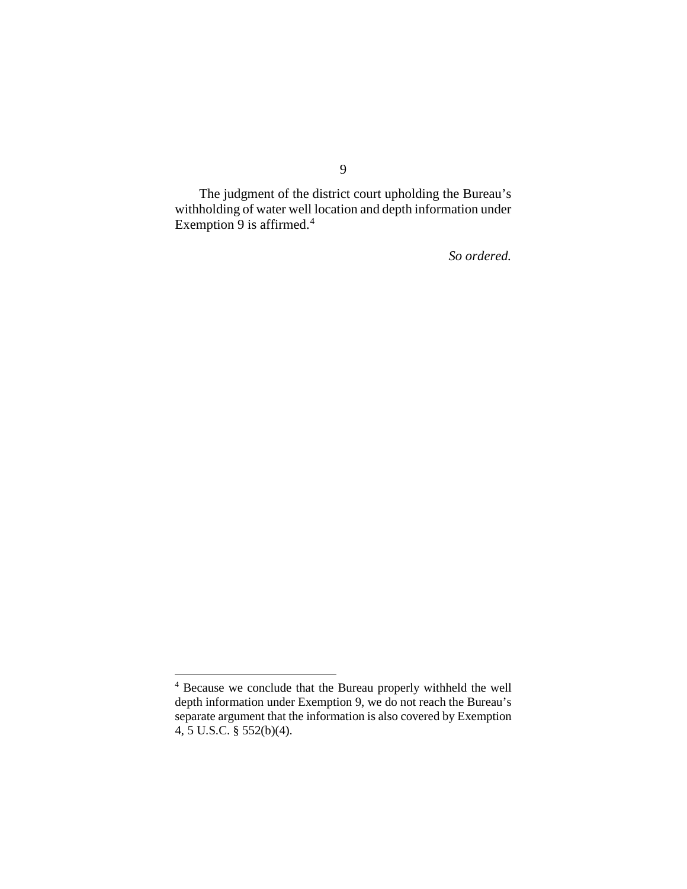The judgment of the district court upholding the Bureau's withholding of water well location and depth information under Exemption 9 is affirmed.[4]

*So ordered.*

---

[4] Because we conclude that the Bureau properly withheld the well depth information under Exemption 9, we do not reach the Bureau's separate argument that the information is also covered by Exemption 4, 5 U.S.C. § 552(b)(4).